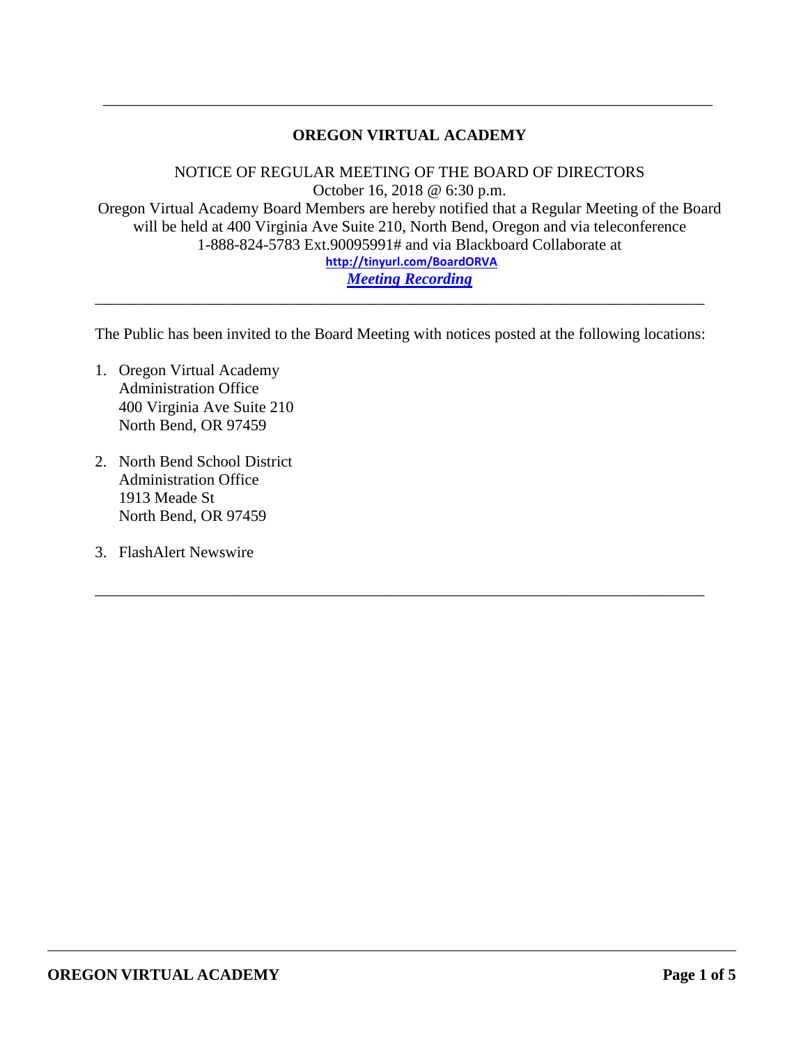---

# OREGON VIRTUAL ACADEMY

NOTICE OF REGULAR MEETING OF THE BOARD OF DIRECTORS
October 16, 2018 @ 6:30 p.m.
Oregon Virtual Academy Board Members are hereby notified that a Regular Meeting of the Board will be held at 400 Virginia Ave Suite 210, North Bend, Oregon and via teleconference 1-888-824-5783 Ext.90095991# and via Blackboard Collaborate at
**http://tinyurl.com/BoardORVA**
***Meeting Recording***

---

The Public has been invited to the Board Meeting with notices posted at the following locations:

1. Oregon Virtual Academy
   Administration Office
   400 Virginia Ave Suite 210
   North Bend, OR 97459

2. North Bend School District
   Administration Office
   1913 Meade St
   North Bend, OR 97459

3. FlashAlert Newswire

---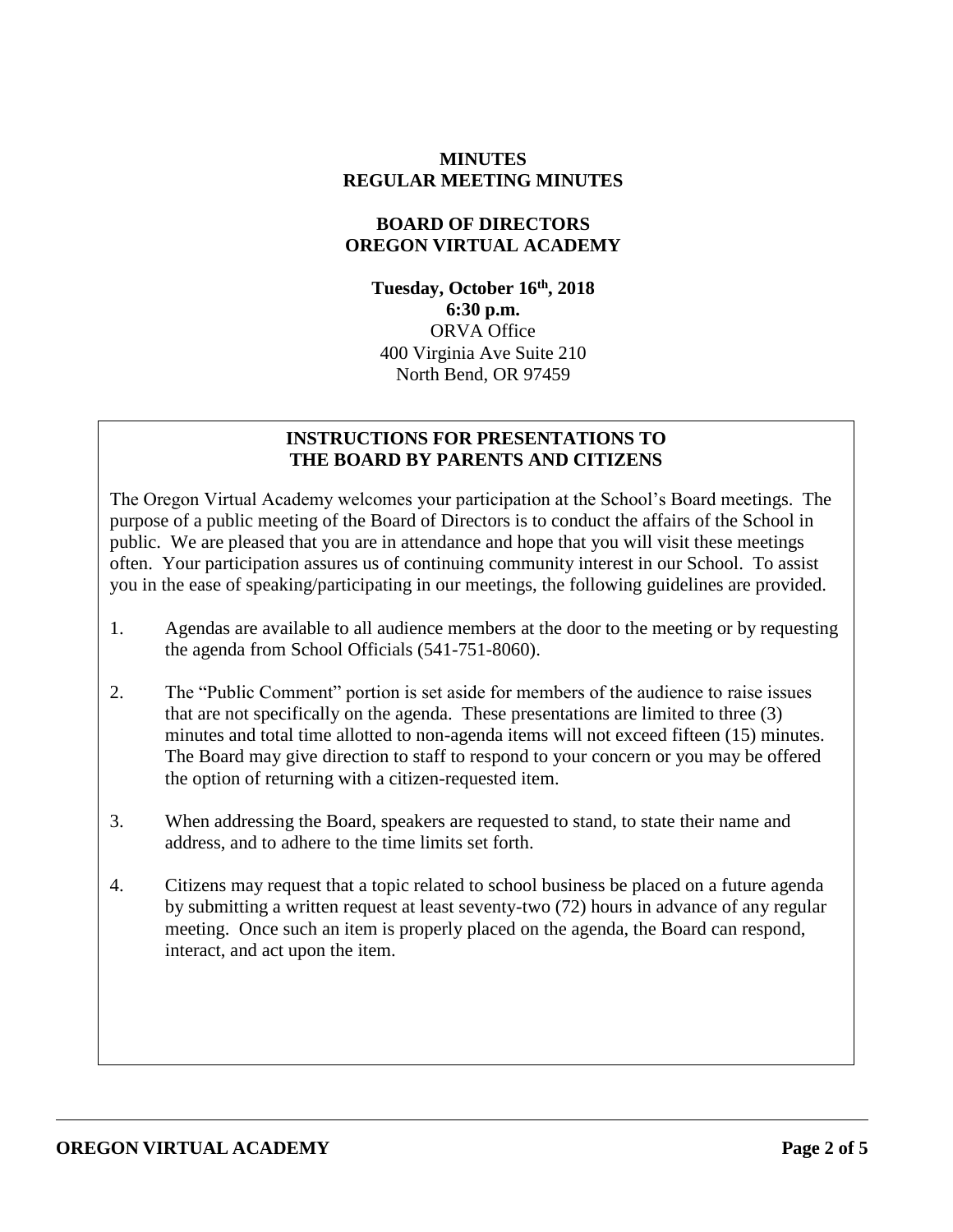# MINUTES
# REGULAR MEETING MINUTES

## BOARD OF DIRECTORS
## OREGON VIRTUAL ACADEMY

**Tuesday, October 16th, 2018**
**6:30 p.m.**
ORVA Office
400 Virginia Ave Suite 210
North Bend, OR 97459

### INSTRUCTIONS FOR PRESENTATIONS TO THE BOARD BY PARENTS AND CITIZENS

The Oregon Virtual Academy welcomes your participation at the School's Board meetings. The purpose of a public meeting of the Board of Directors is to conduct the affairs of the School in public. We are pleased that you are in attendance and hope that you will visit these meetings often. Your participation assures us of continuing community interest in our School. To assist you in the ease of speaking/participating in our meetings, the following guidelines are provided.

1. Agendas are available to all audience members at the door to the meeting or by requesting the agenda from School Officials (541-751-8060).
2. The "Public Comment" portion is set aside for members of the audience to raise issues that are not specifically on the agenda. These presentations are limited to three (3) minutes and total time allotted to non-agenda items will not exceed fifteen (15) minutes. The Board may give direction to staff to respond to your concern or you may be offered the option of returning with a citizen-requested item.
3. When addressing the Board, speakers are requested to stand, to state their name and address, and to adhere to the time limits set forth.
4. Citizens may request that a topic related to school business be placed on a future agenda by submitting a written request at least seventy-two (72) hours in advance of any regular meeting. Once such an item is properly placed on the agenda, the Board can respond, interact, and act upon the item.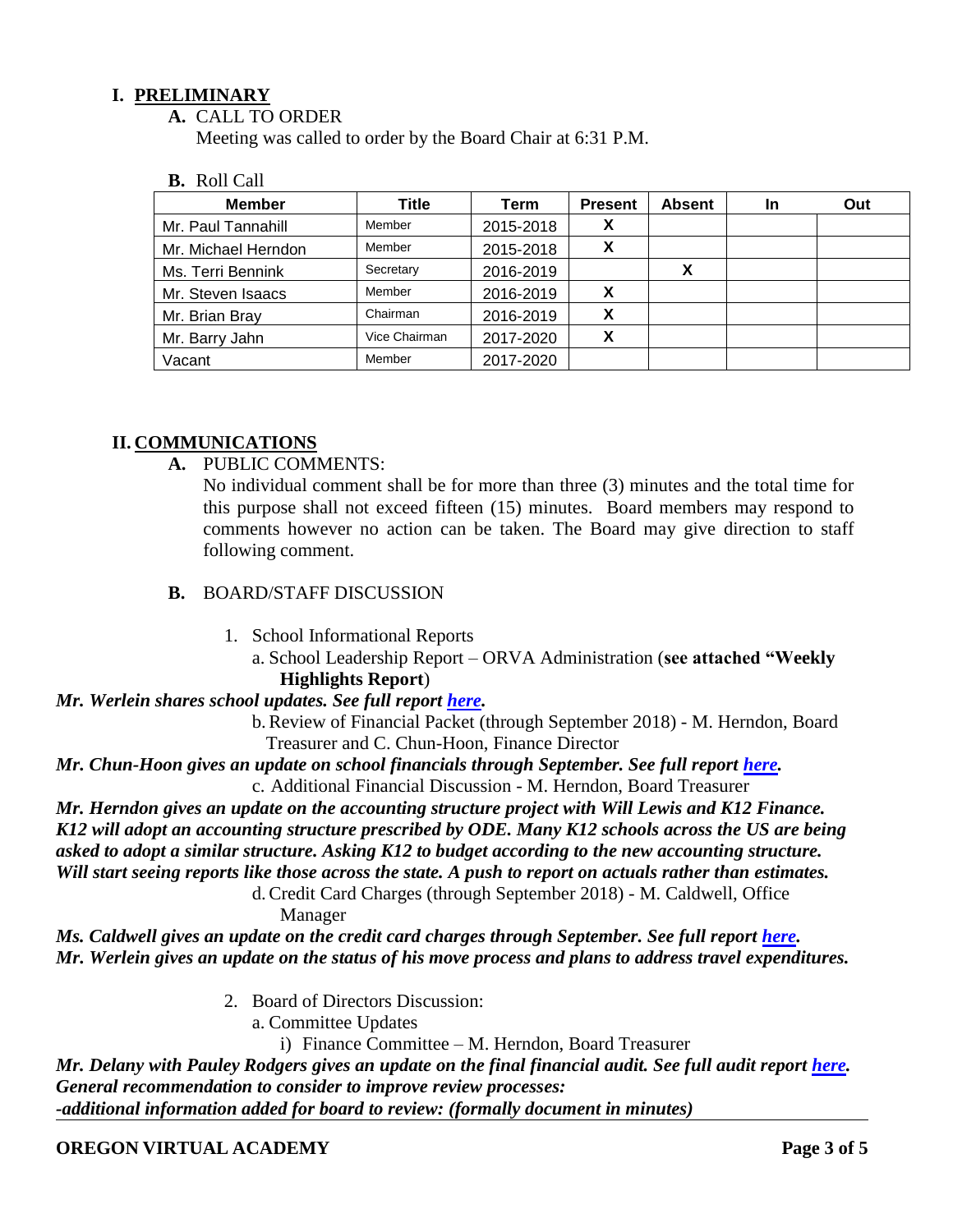## I. PRELIMINARY

**A.** CALL TO ORDER

Meeting was called to order by the Board Chair at 6:31 P.M.

**B.** Roll Call

| Member | Title | Term | Present | Absent | In | Out |
|---|---|---|---|---|---|---|
| Mr. Paul Tannahill | Member | 2015-2018 | X | | | |
| Mr. Michael Herndon | Member | 2015-2018 | X | | | |
| Ms. Terri Bennink | Secretary | 2016-2019 | | X | | |
| Mr. Steven Isaacs | Member | 2016-2019 | X | | | |
| Mr. Brian Bray | Chairman | 2016-2019 | X | | | |
| Mr. Barry Jahn | Vice Chairman | 2017-2020 | X | | | |
| Vacant | Member | 2017-2020 | | | | |

## II. COMMUNICATIONS

**A.** PUBLIC COMMENTS:

No individual comment shall be for more than three (3) minutes and the total time for this purpose shall not exceed fifteen (15) minutes. Board members may respond to comments however no action can be taken. The Board may give direction to staff following comment.

**B.** BOARD/STAFF DISCUSSION

1. School Informational Reports
   a. School Leadership Report – ORVA Administration (**see attached "Weekly Highlights Report**)

***Mr. Werlein shares school updates. See full report here.***

   b. Review of Financial Packet (through September 2018) - M. Herndon, Board Treasurer and C. Chun-Hoon, Finance Director

***Mr. Chun-Hoon gives an update on school financials through September. See full report here.***

   c. Additional Financial Discussion - M. Herndon, Board Treasurer

***Mr. Herndon gives an update on the accounting structure project with Will Lewis and K12 Finance. K12 will adopt an accounting structure prescribed by ODE. Many K12 schools across the US are being asked to adopt a similar structure. Asking K12 to budget according to the new accounting structure. Will start seeing reports like those across the state. A push to report on actuals rather than estimates.***

   d. Credit Card Charges (through September 2018) - M. Caldwell, Office Manager

***Ms. Caldwell gives an update on the credit card charges through September. See full report here.***
***Mr. Werlein gives an update on the status of his move process and plans to address travel expenditures.***

2. Board of Directors Discussion:
   a. Committee Updates
      i) Finance Committee – M. Herndon, Board Treasurer

***Mr. Delany with Pauley Rodgers gives an update on the final financial audit. See full audit report here.***
***General recommendation to consider to improve review processes:***
***-additional information added for board to review: (formally document in minutes)***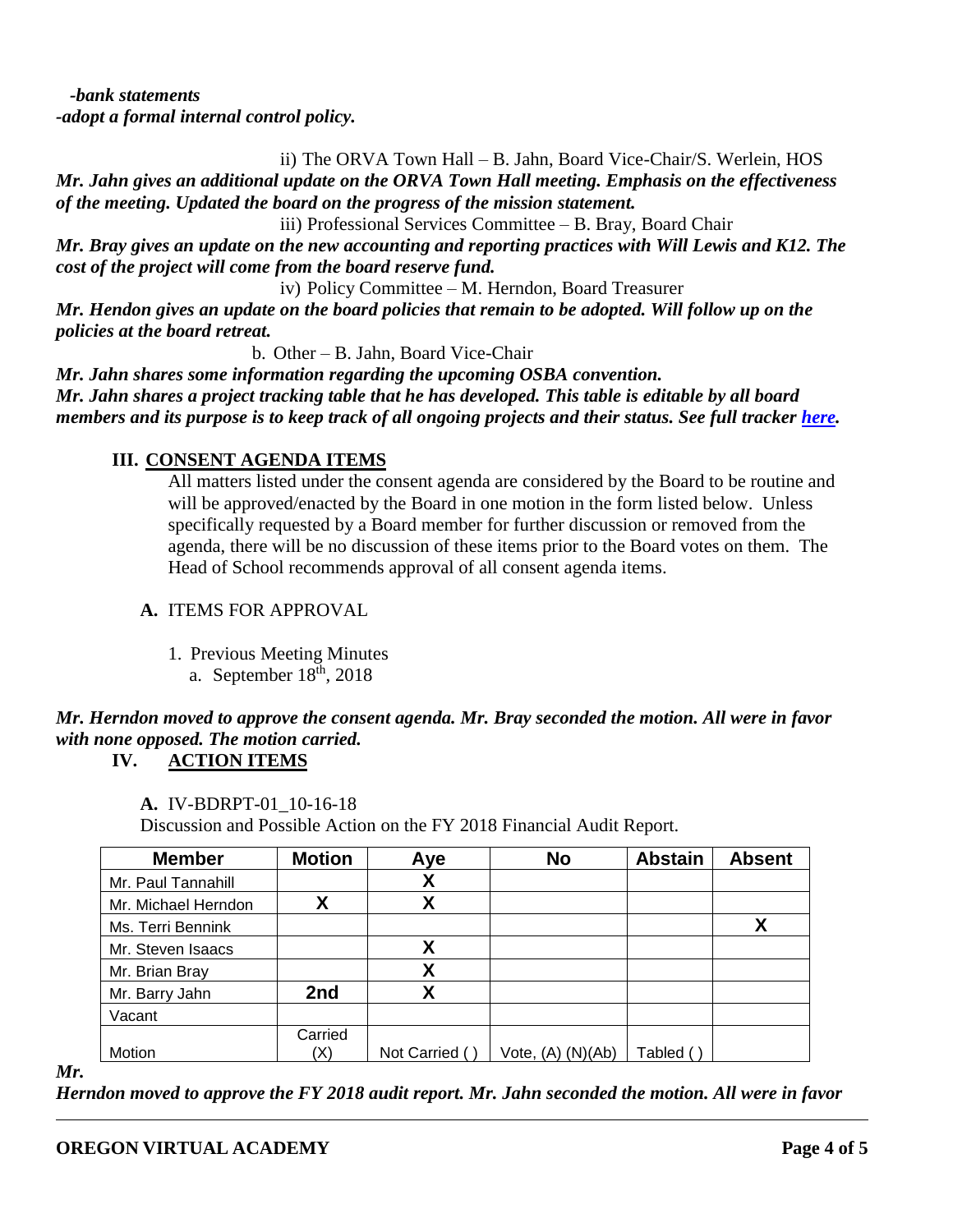*-bank statements*
*-adopt a formal internal control policy.*

ii) The ORVA Town Hall – B. Jahn, Board Vice-Chair/S. Werlein, HOS

***Mr. Jahn gives an additional update on the ORVA Town Hall meeting. Emphasis on the effectiveness of the meeting. Updated the board on the progress of the mission statement.***

iii) Professional Services Committee – B. Bray, Board Chair

***Mr. Bray gives an update on the new accounting and reporting practices with Will Lewis and K12. The cost of the project will come from the board reserve fund.***

iv) Policy Committee – M. Herndon, Board Treasurer

***Mr. Hendon gives an update on the board policies that remain to be adopted. Will follow up on the policies at the board retreat.***

b. Other – B. Jahn, Board Vice-Chair

***Mr. Jahn shares some information regarding the upcoming OSBA convention.***
***Mr. Jahn shares a project tracking table that he has developed. This table is editable by all board members and its purpose is to keep track of all ongoing projects and their status. See full tracker here.***

## III. CONSENT AGENDA ITEMS

All matters listed under the consent agenda are considered by the Board to be routine and will be approved/enacted by the Board in one motion in the form listed below. Unless specifically requested by a Board member for further discussion or removed from the agenda, there will be no discussion of these items prior to the Board votes on them. The Head of School recommends approval of all consent agenda items.

**A.** ITEMS FOR APPROVAL

1. Previous Meeting Minutes
   a. September 18th, 2018

***Mr. Herndon moved to approve the consent agenda. Mr. Bray seconded the motion. All were in favor with none opposed. The motion carried.***

## IV. ACTION ITEMS

**A.** IV-BDRPT-01_10-16-18

Discussion and Possible Action on the FY 2018 Financial Audit Report.

| Member | Motion | Aye | No | Abstain | Absent |
|---|---|---|---|---|---|
| Mr. Paul Tannahill | | X | | | |
| Mr. Michael Herndon | X | X | | | |
| Ms. Terri Bennink | | | | | X |
| Mr. Steven Isaacs | | X | | | |
| Mr. Brian Bray | | X | | | |
| Mr. Barry Jahn | 2nd | X | | | |
| Vacant | | | | | |
| Motion | Carried (X) | Not Carried ( ) | Vote, (A) (N)(Ab) | Tabled ( ) | |

***Mr. Herndon moved to approve the FY 2018 audit report. Mr. Jahn seconded the motion. All were in favor***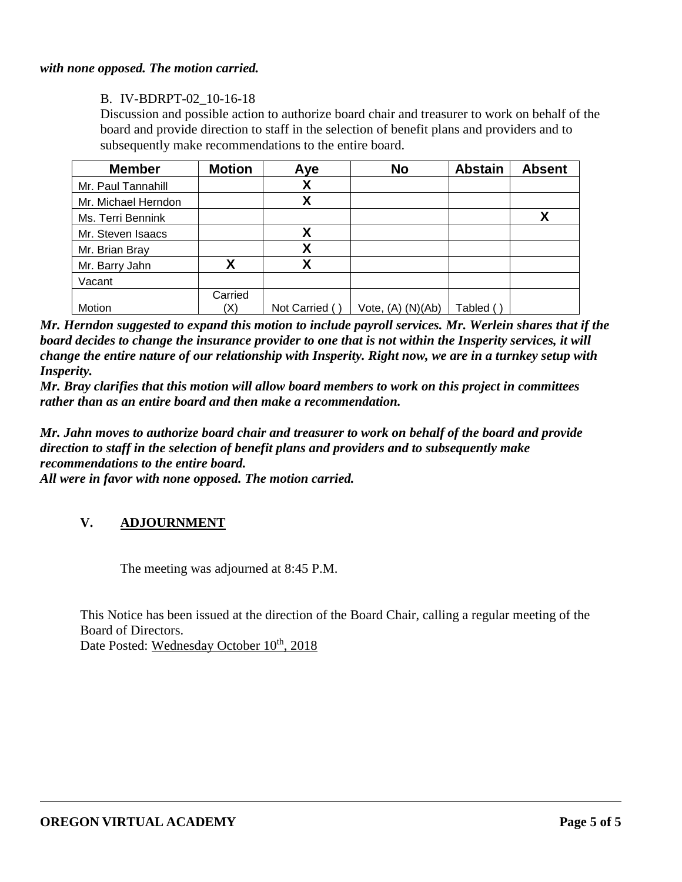***with none opposed. The motion carried.***

B. IV-BDRPT-02_10-16-18

Discussion and possible action to authorize board chair and treasurer to work on behalf of the board and provide direction to staff in the selection of benefit plans and providers and to subsequently make recommendations to the entire board.

| Member | Motion | Aye | No | Abstain | Absent |
|---|---|---|---|---|---|
| Mr. Paul Tannahill | | X | | | |
| Mr. Michael Herndon | | X | | | |
| Ms. Terri Bennink | | | | | X |
| Mr. Steven Isaacs | | X | | | |
| Mr. Brian Bray | | X | | | |
| Mr. Barry Jahn | X | X | | | |
| Vacant | | | | | |
| Motion | Carried (X) | Not Carried ( ) | Vote, (A) (N)(Ab) | Tabled ( ) | |

***Mr. Herndon suggested to expand this motion to include payroll services. Mr. Werlein shares that if the board decides to change the insurance provider to one that is not within the Insperity services, it will change the entire nature of our relationship with Insperity. Right now, we are in a turnkey setup with Insperity.***

***Mr. Bray clarifies that this motion will allow board members to work on this project in committees rather than as an entire board and then make a recommendation.***

***Mr. Jahn moves to authorize board chair and treasurer to work on behalf of the board and provide direction to staff in the selection of benefit plans and providers and to subsequently make recommendations to the entire board.***

***All were in favor with none opposed. The motion carried.***

## V. ADJOURNMENT

The meeting was adjourned at 8:45 P.M.

This Notice has been issued at the direction of the Board Chair, calling a regular meeting of the Board of Directors.

Date Posted: Wednesday October 10th, 2018